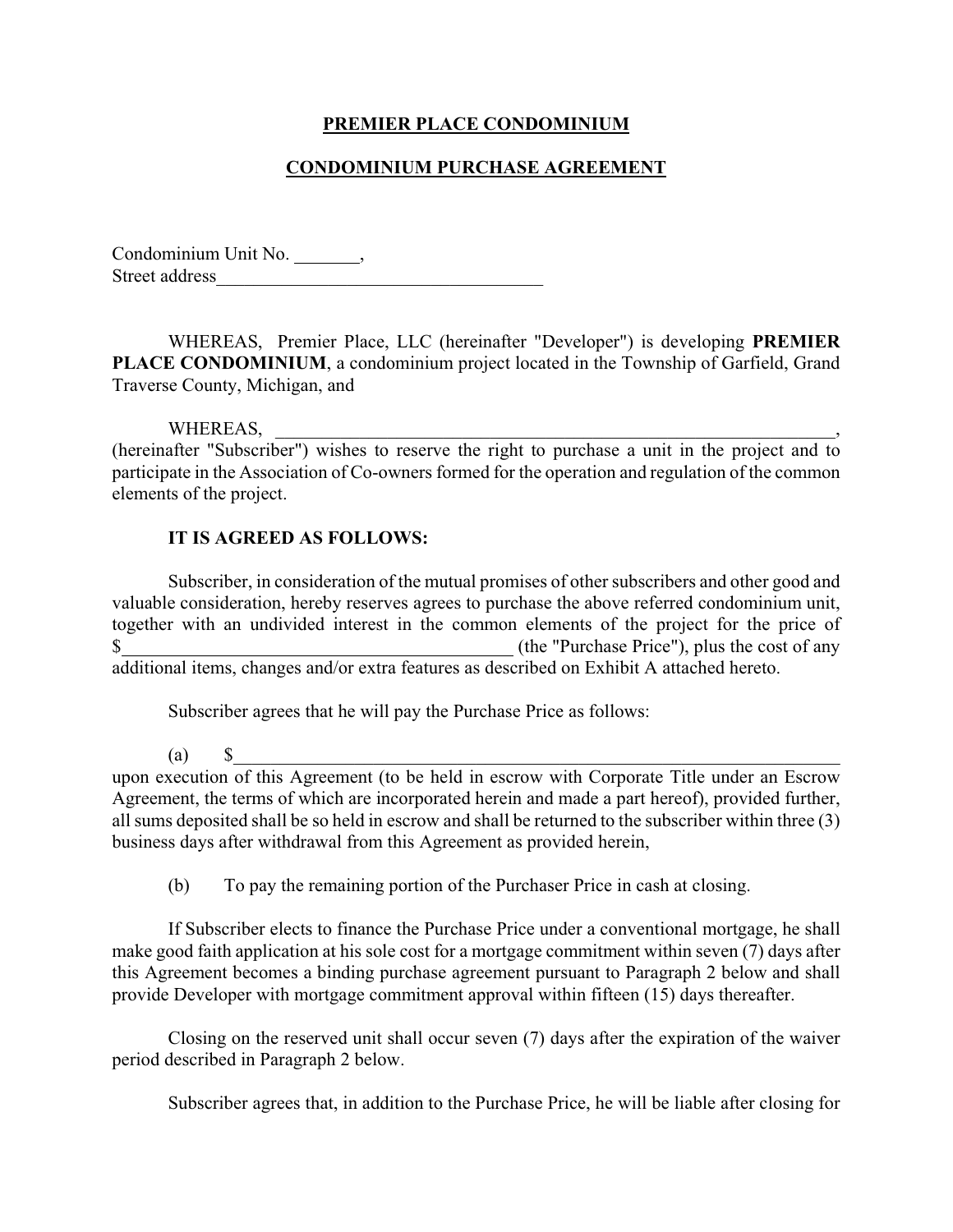**PREMIER PLACE CONDOMINIUM**

**CONDOMINIUM PURCHASE AGREEMENT**

Condominium Unit No. _______,
Street address___________________________________

WHEREAS, Premier Place, LLC (hereinafter "Developer") is developing **PREMIER PLACE CONDOMINIUM**, a condominium project located in the Township of Garfield, Grand Traverse County, Michigan, and

WHEREAS, ______________________________________________________________, (hereinafter "Subscriber") wishes to reserve the right to purchase a unit in the project and to participate in the Association of Co-owners formed for the operation and regulation of the common elements of the project.

**IT IS AGREED AS FOLLOWS:**

Subscriber, in consideration of the mutual promises of other subscribers and other good and valuable consideration, hereby reserves agrees to purchase the above referred condominium unit, together with an undivided interest in the common elements of the project for the price of $__________________________________________ (the "Purchase Price"), plus the cost of any additional items, changes and/or extra features as described on Exhibit A attached hereto.

Subscriber agrees that he will pay the Purchase Price as follows:

(a) $_________________________________________________________________ upon execution of this Agreement (to be held in escrow with Corporate Title under an Escrow Agreement, the terms of which are incorporated herein and made a part hereof), provided further, all sums deposited shall be so held in escrow and shall be returned to the subscriber within three (3) business days after withdrawal from this Agreement as provided herein,

(b) To pay the remaining portion of the Purchaser Price in cash at closing.

If Subscriber elects to finance the Purchase Price under a conventional mortgage, he shall make good faith application at his sole cost for a mortgage commitment within seven (7) days after this Agreement becomes a binding purchase agreement pursuant to Paragraph 2 below and shall provide Developer with mortgage commitment approval within fifteen (15) days thereafter.

Closing on the reserved unit shall occur seven (7) days after the expiration of the waiver period described in Paragraph 2 below.

Subscriber agrees that, in addition to the Purchase Price, he will be liable after closing for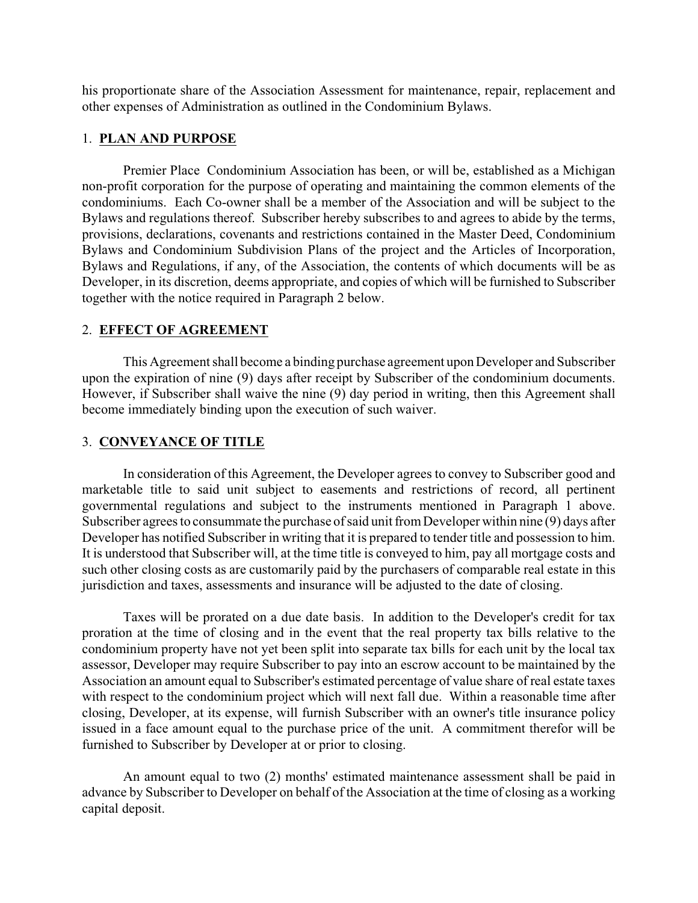his proportionate share of the Association Assessment for maintenance, repair, replacement and other expenses of Administration as outlined in the Condominium Bylaws.

1. **PLAN AND PURPOSE**

Premier Place Condominium Association has been, or will be, established as a Michigan non-profit corporation for the purpose of operating and maintaining the common elements of the condominiums. Each Co-owner shall be a member of the Association and will be subject to the Bylaws and regulations thereof. Subscriber hereby subscribes to and agrees to abide by the terms, provisions, declarations, covenants and restrictions contained in the Master Deed, Condominium Bylaws and Condominium Subdivision Plans of the project and the Articles of Incorporation, Bylaws and Regulations, if any, of the Association, the contents of which documents will be as Developer, in its discretion, deems appropriate, and copies of which will be furnished to Subscriber together with the notice required in Paragraph 2 below.

2. **EFFECT OF AGREEMENT**

This Agreement shall become a binding purchase agreement upon Developer and Subscriber upon the expiration of nine (9) days after receipt by Subscriber of the condominium documents. However, if Subscriber shall waive the nine (9) day period in writing, then this Agreement shall become immediately binding upon the execution of such waiver.

3. **CONVEYANCE OF TITLE**

In consideration of this Agreement, the Developer agrees to convey to Subscriber good and marketable title to said unit subject to easements and restrictions of record, all pertinent governmental regulations and subject to the instruments mentioned in Paragraph 1 above. Subscriber agrees to consummate the purchase of said unit from Developer within nine (9) days after Developer has notified Subscriber in writing that it is prepared to tender title and possession to him. It is understood that Subscriber will, at the time title is conveyed to him, pay all mortgage costs and such other closing costs as are customarily paid by the purchasers of comparable real estate in this jurisdiction and taxes, assessments and insurance will be adjusted to the date of closing.

Taxes will be prorated on a due date basis. In addition to the Developer's credit for tax proration at the time of closing and in the event that the real property tax bills relative to the condominium property have not yet been split into separate tax bills for each unit by the local tax assessor, Developer may require Subscriber to pay into an escrow account to be maintained by the Association an amount equal to Subscriber's estimated percentage of value share of real estate taxes with respect to the condominium project which will next fall due. Within a reasonable time after closing, Developer, at its expense, will furnish Subscriber with an owner's title insurance policy issued in a face amount equal to the purchase price of the unit. A commitment therefor will be furnished to Subscriber by Developer at or prior to closing.

An amount equal to two (2) months' estimated maintenance assessment shall be paid in advance by Subscriber to Developer on behalf of the Association at the time of closing as a working capital deposit.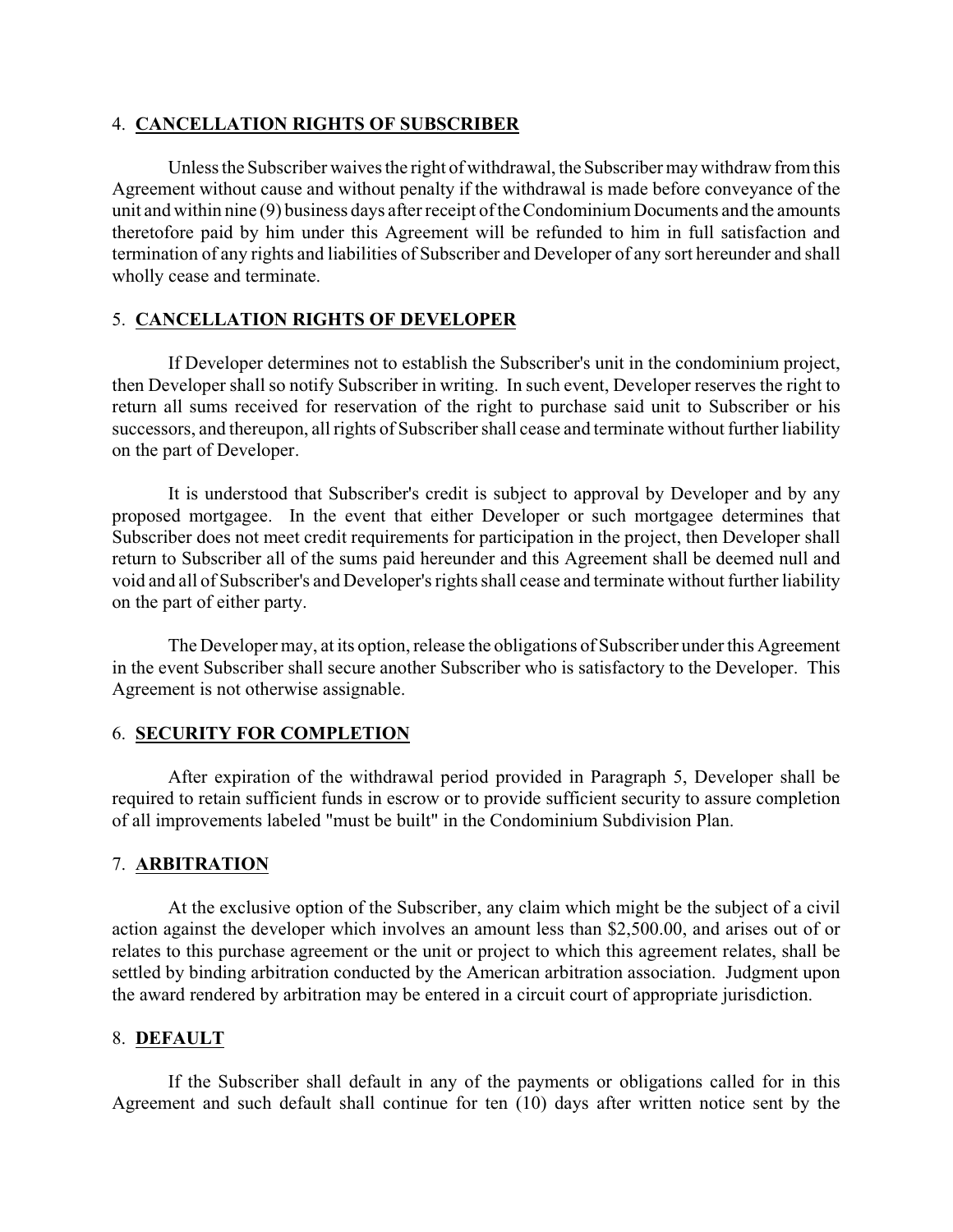4. **CANCELLATION RIGHTS OF SUBSCRIBER**

Unless the Subscriber waives the right of withdrawal, the Subscriber may withdraw from this Agreement without cause and without penalty if the withdrawal is made before conveyance of the unit and within nine (9) business days after receipt of the Condominium Documents and the amounts theretofore paid by him under this Agreement will be refunded to him in full satisfaction and termination of any rights and liabilities of Subscriber and Developer of any sort hereunder and shall wholly cease and terminate.

5. **CANCELLATION RIGHTS OF DEVELOPER**

If Developer determines not to establish the Subscriber's unit in the condominium project, then Developer shall so notify Subscriber in writing. In such event, Developer reserves the right to return all sums received for reservation of the right to purchase said unit to Subscriber or his successors, and thereupon, all rights of Subscriber shall cease and terminate without further liability on the part of Developer.

It is understood that Subscriber's credit is subject to approval by Developer and by any proposed mortgagee. In the event that either Developer or such mortgagee determines that Subscriber does not meet credit requirements for participation in the project, then Developer shall return to Subscriber all of the sums paid hereunder and this Agreement shall be deemed null and void and all of Subscriber's and Developer's rights shall cease and terminate without further liability on the part of either party.

The Developer may, at its option, release the obligations of Subscriber under this Agreement in the event Subscriber shall secure another Subscriber who is satisfactory to the Developer. This Agreement is not otherwise assignable.

6. **SECURITY FOR COMPLETION**

After expiration of the withdrawal period provided in Paragraph 5, Developer shall be required to retain sufficient funds in escrow or to provide sufficient security to assure completion of all improvements labeled "must be built" in the Condominium Subdivision Plan.

7. **ARBITRATION**

At the exclusive option of the Subscriber, any claim which might be the subject of a civil action against the developer which involves an amount less than $2,500.00, and arises out of or relates to this purchase agreement or the unit or project to which this agreement relates, shall be settled by binding arbitration conducted by the American arbitration association. Judgment upon the award rendered by arbitration may be entered in a circuit court of appropriate jurisdiction.

8. **DEFAULT**

If the Subscriber shall default in any of the payments or obligations called for in this Agreement and such default shall continue for ten (10) days after written notice sent by the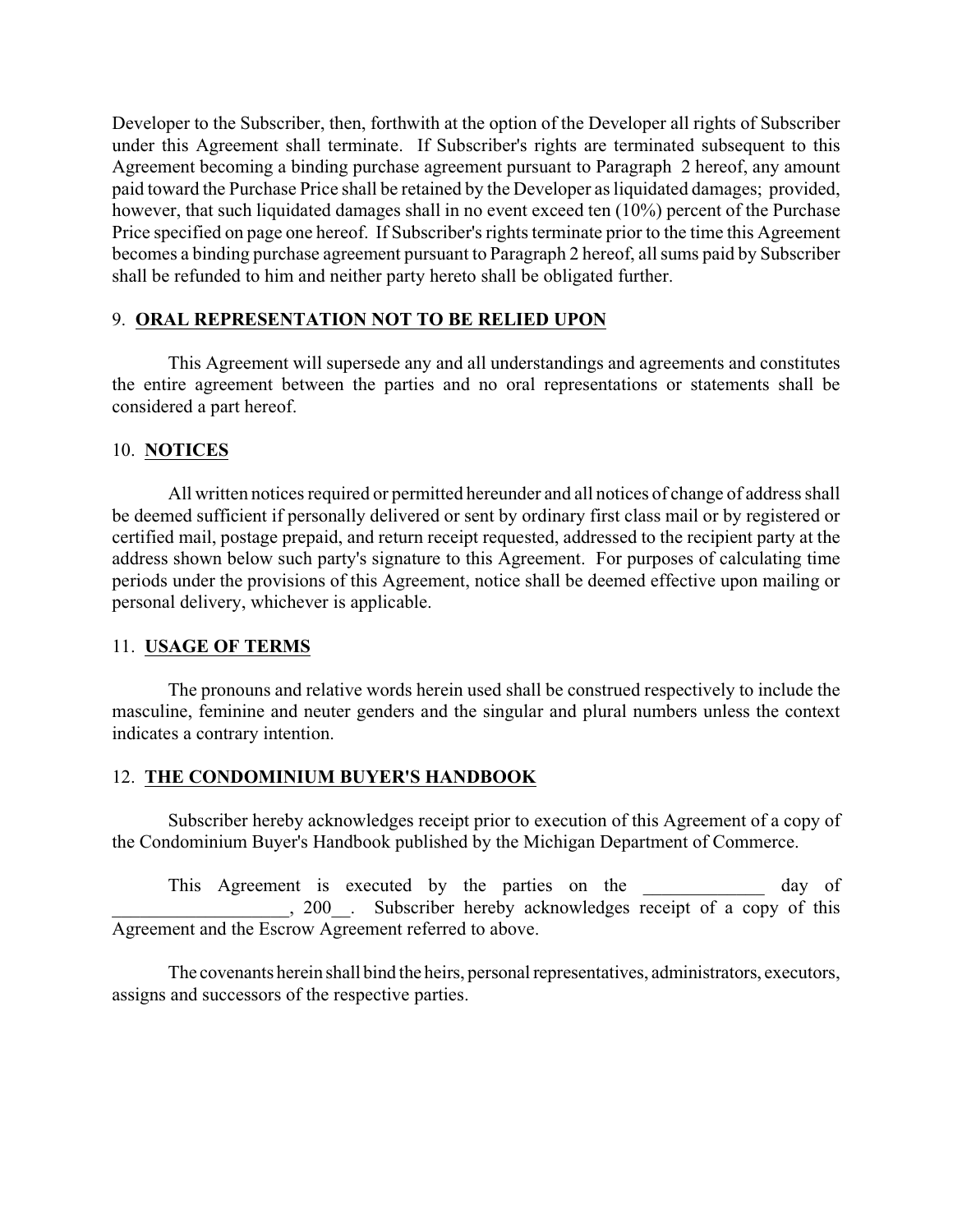Developer to the Subscriber, then, forthwith at the option of the Developer all rights of Subscriber under this Agreement shall terminate. If Subscriber's rights are terminated subsequent to this Agreement becoming a binding purchase agreement pursuant to Paragraph 2 hereof, any amount paid toward the Purchase Price shall be retained by the Developer as liquidated damages; provided, however, that such liquidated damages shall in no event exceed ten (10%) percent of the Purchase Price specified on page one hereof. If Subscriber's rights terminate prior to the time this Agreement becomes a binding purchase agreement pursuant to Paragraph 2 hereof, all sums paid by Subscriber shall be refunded to him and neither party hereto shall be obligated further.

9. **ORAL REPRESENTATION NOT TO BE RELIED UPON**

This Agreement will supersede any and all understandings and agreements and constitutes the entire agreement between the parties and no oral representations or statements shall be considered a part hereof.

10. **NOTICES**

All written notices required or permitted hereunder and all notices of change of address shall be deemed sufficient if personally delivered or sent by ordinary first class mail or by registered or certified mail, postage prepaid, and return receipt requested, addressed to the recipient party at the address shown below such party's signature to this Agreement. For purposes of calculating time periods under the provisions of this Agreement, notice shall be deemed effective upon mailing or personal delivery, whichever is applicable.

11. **USAGE OF TERMS**

The pronouns and relative words herein used shall be construed respectively to include the masculine, feminine and neuter genders and the singular and plural numbers unless the context indicates a contrary intention.

12. **THE CONDOMINIUM BUYER'S HANDBOOK**

Subscriber hereby acknowledges receipt prior to execution of this Agreement of a copy of the Condominium Buyer's Handbook published by the Michigan Department of Commerce.

This Agreement is executed by the parties on the _____________ day of ___________________, 200__. Subscriber hereby acknowledges receipt of a copy of this Agreement and the Escrow Agreement referred to above.

The covenants herein shall bind the heirs, personal representatives, administrators, executors, assigns and successors of the respective parties.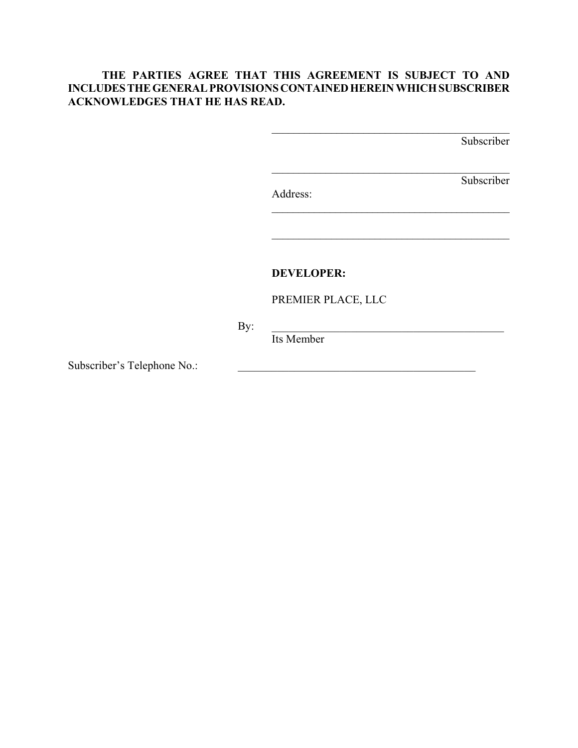**THE PARTIES AGREE THAT THIS AGREEMENT IS SUBJECT TO AND INCLUDES THE GENERAL PROVISIONS CONTAINED HEREIN WHICH SUBSCRIBER ACKNOWLEDGES THAT HE HAS READ.**

\_\_\_\_\_\_\_\_\_\_\_\_\_\_\_\_\_\_\_\_\_\_\_\_\_\_\_\_\_\_\_\_\_\_\_\_\_\_\_\_\_\_
Subscriber

\_\_\_\_\_\_\_\_\_\_\_\_\_\_\_\_\_\_\_\_\_\_\_\_\_\_\_\_\_\_\_\_\_\_\_\_\_\_\_\_\_\_
Subscriber

Address:
\_\_\_\_\_\_\_\_\_\_\_\_\_\_\_\_\_\_\_\_\_\_\_\_\_\_\_\_\_\_\_\_\_\_\_\_\_\_\_\_\_\_

\_\_\_\_\_\_\_\_\_\_\_\_\_\_\_\_\_\_\_\_\_\_\_\_\_\_\_\_\_\_\_\_\_\_\_\_\_\_\_\_\_\_

**DEVELOPER:**

PREMIER PLACE, LLC

By: \_\_\_\_\_\_\_\_\_\_\_\_\_\_\_\_\_\_\_\_\_\_\_\_\_\_\_\_\_\_\_\_\_\_\_\_\_\_\_\_\_\_
Its Member

Subscriber's Telephone No.: \_\_\_\_\_\_\_\_\_\_\_\_\_\_\_\_\_\_\_\_\_\_\_\_\_\_\_\_\_\_\_\_\_\_\_\_\_\_\_\_\_\_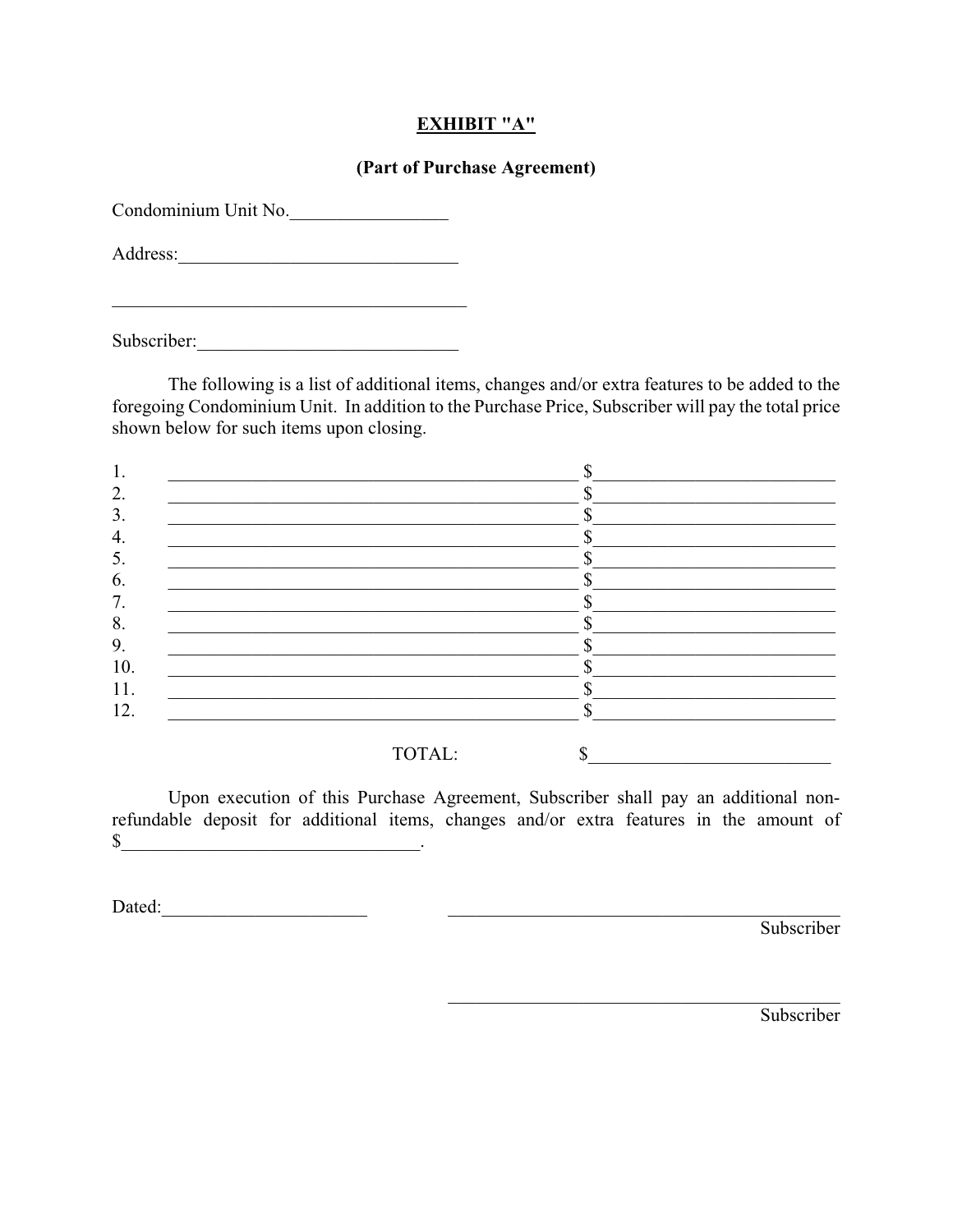**EXHIBIT "A"**

**(Part of Purchase Agreement)**

Condominium Unit No.\_\_\_\_\_\_\_\_\_\_\_\_\_\_\_\_\_

Address:\_\_\_\_\_\_\_\_\_\_\_\_\_\_\_\_\_\_\_\_\_\_\_\_\_\_\_\_\_\_

\_\_\_\_\_\_\_\_\_\_\_\_\_\_\_\_\_\_\_\_\_\_\_\_\_\_\_\_\_\_\_\_\_\_\_\_\_\_\_

Subscriber:\_\_\_\_\_\_\_\_\_\_\_\_\_\_\_\_\_\_\_\_\_\_\_\_\_\_\_\_

The following is a list of additional items, changes and/or extra features to be added to the foregoing Condominium Unit. In addition to the Purchase Price, Subscriber will pay the total price shown below for such items upon closing.

| | | |
|---|---|---|
| 1. | \_\_\_\_\_\_\_\_\_\_\_\_\_\_\_\_\_\_\_\_\_\_\_\_\_\_\_\_\_\_\_\_\_\_\_\_\_\_\_\_\_\_\_\_ | $\_\_\_\_\_\_\_\_\_\_\_\_\_\_\_\_\_\_\_\_\_\_\_\_\_ |
| 2. | \_\_\_\_\_\_\_\_\_\_\_\_\_\_\_\_\_\_\_\_\_\_\_\_\_\_\_\_\_\_\_\_\_\_\_\_\_\_\_\_\_\_\_\_ | $\_\_\_\_\_\_\_\_\_\_\_\_\_\_\_\_\_\_\_\_\_\_\_\_\_ |
| 3. | \_\_\_\_\_\_\_\_\_\_\_\_\_\_\_\_\_\_\_\_\_\_\_\_\_\_\_\_\_\_\_\_\_\_\_\_\_\_\_\_\_\_\_\_ | $\_\_\_\_\_\_\_\_\_\_\_\_\_\_\_\_\_\_\_\_\_\_\_\_\_ |
| 4. | \_\_\_\_\_\_\_\_\_\_\_\_\_\_\_\_\_\_\_\_\_\_\_\_\_\_\_\_\_\_\_\_\_\_\_\_\_\_\_\_\_\_\_\_ | $\_\_\_\_\_\_\_\_\_\_\_\_\_\_\_\_\_\_\_\_\_\_\_\_\_ |
| 5. | \_\_\_\_\_\_\_\_\_\_\_\_\_\_\_\_\_\_\_\_\_\_\_\_\_\_\_\_\_\_\_\_\_\_\_\_\_\_\_\_\_\_\_\_ | $\_\_\_\_\_\_\_\_\_\_\_\_\_\_\_\_\_\_\_\_\_\_\_\_\_ |
| 6. | \_\_\_\_\_\_\_\_\_\_\_\_\_\_\_\_\_\_\_\_\_\_\_\_\_\_\_\_\_\_\_\_\_\_\_\_\_\_\_\_\_\_\_\_ | $\_\_\_\_\_\_\_\_\_\_\_\_\_\_\_\_\_\_\_\_\_\_\_\_\_ |
| 7. | \_\_\_\_\_\_\_\_\_\_\_\_\_\_\_\_\_\_\_\_\_\_\_\_\_\_\_\_\_\_\_\_\_\_\_\_\_\_\_\_\_\_\_\_ | $\_\_\_\_\_\_\_\_\_\_\_\_\_\_\_\_\_\_\_\_\_\_\_\_\_ |
| 8. | \_\_\_\_\_\_\_\_\_\_\_\_\_\_\_\_\_\_\_\_\_\_\_\_\_\_\_\_\_\_\_\_\_\_\_\_\_\_\_\_\_\_\_\_ | $\_\_\_\_\_\_\_\_\_\_\_\_\_\_\_\_\_\_\_\_\_\_\_\_\_ |
| 9. | \_\_\_\_\_\_\_\_\_\_\_\_\_\_\_\_\_\_\_\_\_\_\_\_\_\_\_\_\_\_\_\_\_\_\_\_\_\_\_\_\_\_\_\_ | $\_\_\_\_\_\_\_\_\_\_\_\_\_\_\_\_\_\_\_\_\_\_\_\_\_ |
| 10. | \_\_\_\_\_\_\_\_\_\_\_\_\_\_\_\_\_\_\_\_\_\_\_\_\_\_\_\_\_\_\_\_\_\_\_\_\_\_\_\_\_\_\_\_ | $\_\_\_\_\_\_\_\_\_\_\_\_\_\_\_\_\_\_\_\_\_\_\_\_\_ |
| 11. | \_\_\_\_\_\_\_\_\_\_\_\_\_\_\_\_\_\_\_\_\_\_\_\_\_\_\_\_\_\_\_\_\_\_\_\_\_\_\_\_\_\_\_\_ | $\_\_\_\_\_\_\_\_\_\_\_\_\_\_\_\_\_\_\_\_\_\_\_\_\_ |
| 12. | \_\_\_\_\_\_\_\_\_\_\_\_\_\_\_\_\_\_\_\_\_\_\_\_\_\_\_\_\_\_\_\_\_\_\_\_\_\_\_\_\_\_\_\_ | $\_\_\_\_\_\_\_\_\_\_\_\_\_\_\_\_\_\_\_\_\_\_\_\_\_ |
| | TOTAL: | $\_\_\_\_\_\_\_\_\_\_\_\_\_\_\_\_\_\_\_\_\_\_\_\_\_ |

Upon execution of this Purchase Agreement, Subscriber shall pay an additional non-refundable deposit for additional items, changes and/or extra features in the amount of $\_\_\_\_\_\_\_\_\_\_\_\_\_\_\_\_\_\_\_\_\_\_\_\_\_\_\_\_\_\_\_\_.

Dated:\_\_\_\_\_\_\_\_\_\_\_\_\_\_\_\_\_\_\_\_\_\_

\_\_\_\_\_\_\_\_\_\_\_\_\_\_\_\_\_\_\_\_\_\_\_\_\_\_\_\_\_\_\_\_\_\_\_\_\_\_\_\_\_\_
Subscriber

\_\_\_\_\_\_\_\_\_\_\_\_\_\_\_\_\_\_\_\_\_\_\_\_\_\_\_\_\_\_\_\_\_\_\_\_\_\_\_\_\_\_
Subscriber